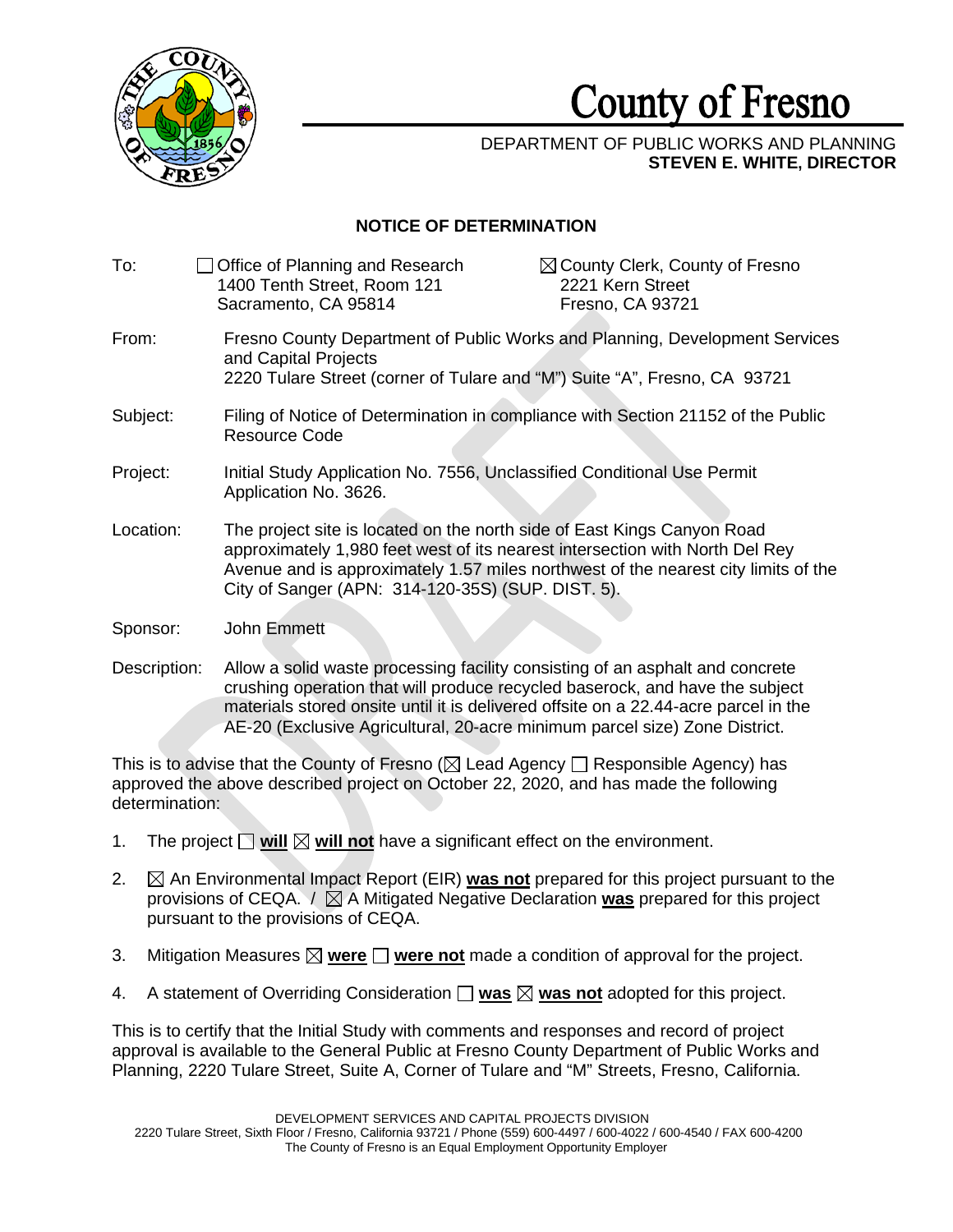# County of Fresno

DEPARTMENT OF PUBLIC WORKS AND PLANNING
**STEVEN E. WHITE, DIRECTOR**

## NOTICE OF DETERMINATION

To: ☐ Office of Planning and Research
1400 Tenth Street, Room 121
Sacramento, CA 95814

☒ County Clerk, County of Fresno
2221 Kern Street
Fresno, CA 93721

From: Fresno County Department of Public Works and Planning, Development Services and Capital Projects
2220 Tulare Street (corner of Tulare and "M") Suite "A", Fresno, CA 93721

Subject: Filing of Notice of Determination in compliance with Section 21152 of the Public Resource Code

Project: Initial Study Application No. 7556, Unclassified Conditional Use Permit Application No. 3626.

Location: The project site is located on the north side of East Kings Canyon Road approximately 1,980 feet west of its nearest intersection with North Del Rey Avenue and is approximately 1.57 miles northwest of the nearest city limits of the City of Sanger (APN: 314-120-35S) (SUP. DIST. 5).

Sponsor: John Emmett

Description: Allow a solid waste processing facility consisting of an asphalt and concrete crushing operation that will produce recycled baserock, and have the subject materials stored onsite until it is delivered offsite on a 22.44-acre parcel in the AE-20 (Exclusive Agricultural, 20-acre minimum parcel size) Zone District.

This is to advise that the County of Fresno (☒ Lead Agency ☐ Responsible Agency) has approved the above described project on October 22, 2020, and has made the following determination:

1. The project ☐ **will** ☒ **will not** have a significant effect on the environment.
2. ☒ An Environmental Impact Report (EIR) **was not** prepared for this project pursuant to the provisions of CEQA. / ☒ A Mitigated Negative Declaration **was** prepared for this project pursuant to the provisions of CEQA.
3. Mitigation Measures ☒ **were** ☐ **were not** made a condition of approval for the project.
4. A statement of Overriding Consideration ☐ **was** ☒ **was not** adopted for this project.

This is to certify that the Initial Study with comments and responses and record of project approval is available to the General Public at Fresno County Department of Public Works and Planning, 2220 Tulare Street, Suite A, Corner of Tulare and "M" Streets, Fresno, California.

DEVELOPMENT SERVICES AND CAPITAL PROJECTS DIVISION
2220 Tulare Street, Sixth Floor / Fresno, California 93721 / Phone (559) 600-4497 / 600-4022 / 600-4540 / FAX 600-4200
The County of Fresno is an Equal Employment Opportunity Employer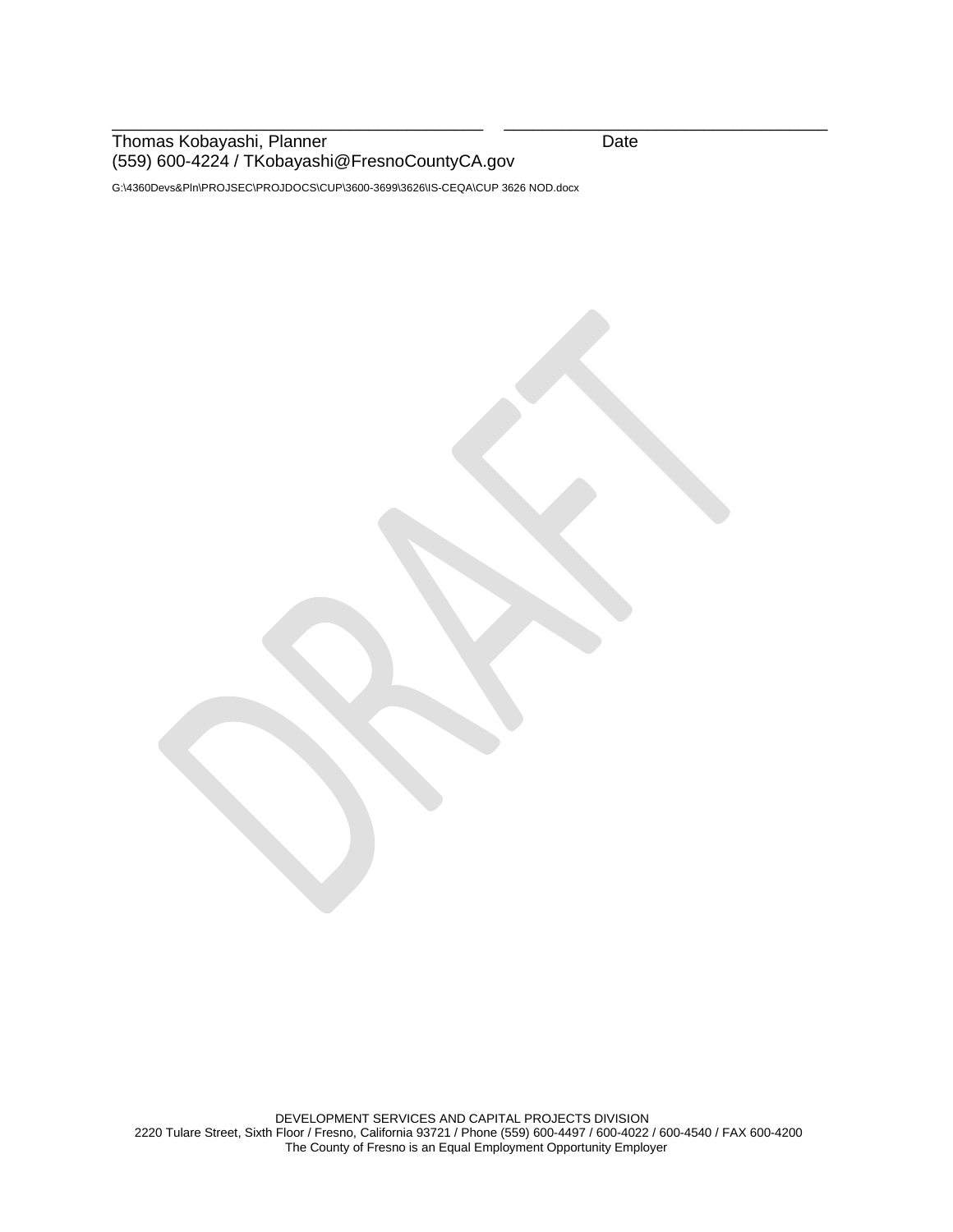\_\_\_\_\_\_\_\_\_\_\_\_\_\_\_\_\_\_\_\_\_\_\_\_\_\_\_\_\_\_\_\_\_\_\_\_\_\_\_\_ \_\_\_\_\_\_\_\_\_\_\_\_\_\_\_\_\_\_\_\_\_\_\_\_\_\_\_\_\_\_\_\_\_\_\_\_\_\_

Thomas Kobayashi, Planner Date

(559) 600-4224 / TKobayashi@FresnoCountyCA.gov

G:\4360Devs&Pln\PROJSEC\PROJDOCS\CUP\3600-3699\3626\IS-CEQA\CUP 3626 NOD.docx

DRAFT

DEVELOPMENT SERVICES AND CAPITAL PROJECTS DIVISION
2220 Tulare Street, Sixth Floor / Fresno, California 93721 / Phone (559) 600-4497 / 600-4022 / 600-4540 / FAX 600-4200
The County of Fresno is an Equal Employment Opportunity Employer